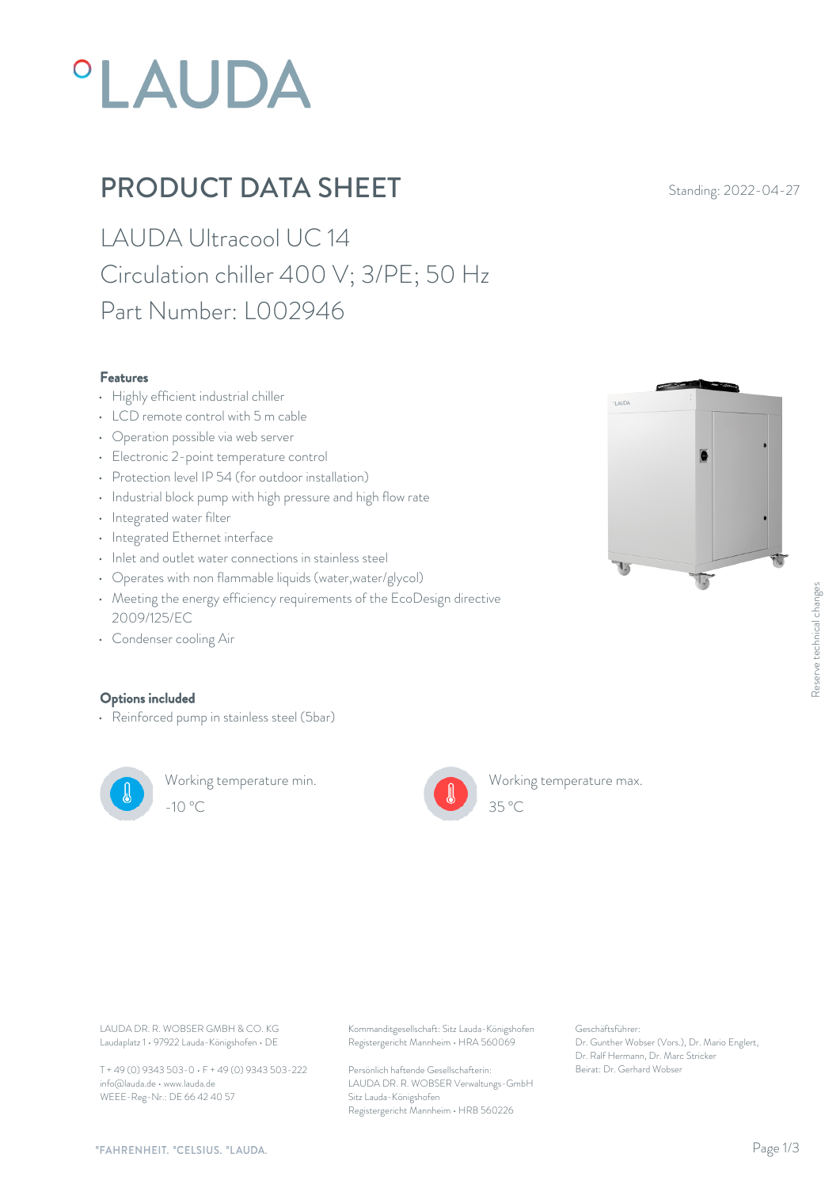# PRODUCT DATA SHEET

Standing: 2022-04-27

## LAUDA Ultracool UC 14
## Circulation chiller 400 V; 3/PE; 50 Hz
## Part Number: L002946

### Features

- Highly efficient industrial chiller
- LCD remote control with 5 m cable
- Operation possible via web server
- Electronic 2-point temperature control
- Protection level IP 54 (for outdoor installation)
- Industrial block pump with high pressure and high flow rate
- Integrated water filter
- Integrated Ethernet interface
- Inlet and outlet water connections in stainless steel
- Operates with non flammable liquids (water,water/glycol)
- Meeting the energy efficiency requirements of the EcoDesign directive 2009/125/EC
- Condenser cooling Air

### Options included

- Reinforced pump in stainless steel (5bar)

Working temperature min.
-10 °C

Working temperature max.
35 °C

Reserve technical changes

LAUDA DR. R. WOBSER GMBH & CO. KG
Laudaplatz 1 • 97922 Lauda-Königshofen • DE

T + 49 (0) 9343 503-0 • F + 49 (0) 9343 503-222
info@lauda.de • www.lauda.de
WEEE-Reg-Nr.: DE 66 42 40 57

Kommanditgesellschaft: Sitz Lauda-Königshofen
Registergericht Mannheim • HRA 560069

Persönlich haftende Gesellschafterin:
LAUDA DR. R. WOBSER Verwaltungs-GmbH
Sitz Lauda-Königshofen
Registergericht Mannheim • HRB 560226

Geschäftsführer:
Dr. Gunther Wobser (Vors.), Dr. Mario Englert, Dr. Ralf Hermann, Dr. Marc Stricker
Beirat: Dr. Gerhard Wobser

°FAHRENHEIT. °CELSIUS. °LAUDA.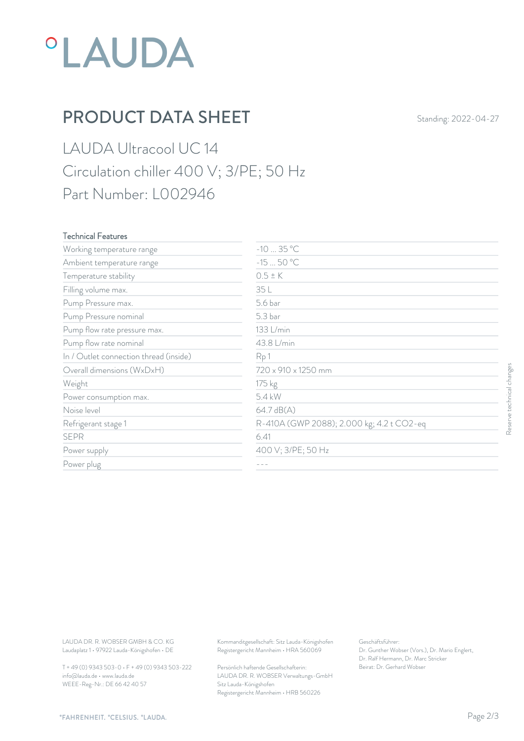# PRODUCT DATA SHEET

Standing: 2022-04-27

## LAUDA Ultracool UC 14
## Circulation chiller 400 V; 3/PE; 50 Hz
## Part Number: L002946

| Technical Features | |
|---|---|
| Working temperature range | -10 ... 35 °C |
| Ambient temperature range | -15 ... 50 °C |
| Temperature stability | 0.5 ± K |
| Filling volume max. | 35 L |
| Pump Pressure max. | 5.6 bar |
| Pump Pressure nominal | 5.3 bar |
| Pump flow rate pressure max. | 133 L/min |
| Pump flow rate nominal | 43.8 L/min |
| In / Outlet connection thread (inside) | Rp 1 |
| Overall dimensions (WxDxH) | 720 x 910 x 1250 mm |
| Weight | 175 kg |
| Power consumption max. | 5.4 kW |
| Noise level | 64.7 dB(A) |
| Refrigerant stage 1 | R-410A (GWP 2088); 2.000 kg; 4.2 t CO2-eq |
| SEPR | 6.41 |
| Power supply | 400 V; 3/PE; 50 Hz |
| Power plug | --- |

Reserve technical changes

LAUDA DR. R. WOBSER GMBH & CO. KG
Laudaplatz 1 • 97922 Lauda-Königshofen • DE

T + 49 (0) 9343 503-0 • F + 49 (0) 9343 503-222
info@lauda.de • www.lauda.de
WEEE-Reg-Nr.: DE 66 42 40 57

Kommanditgesellschaft: Sitz Lauda-Königshofen
Registergericht Mannheim • HRA 560069

Persönlich haftende Gesellschafterin:
LAUDA DR. R. WOBSER Verwaltungs-GmbH
Sitz Lauda-Königshofen
Registergericht Mannheim • HRB 560226

Geschäftsführer:
Dr. Gunther Wobser (Vors.), Dr. Mario Englert,
Dr. Ralf Hermann, Dr. Marc Stricker
Beirat: Dr. Gerhard Wobser

°FAHRENHEIT. °CELSIUS. °LAUDA.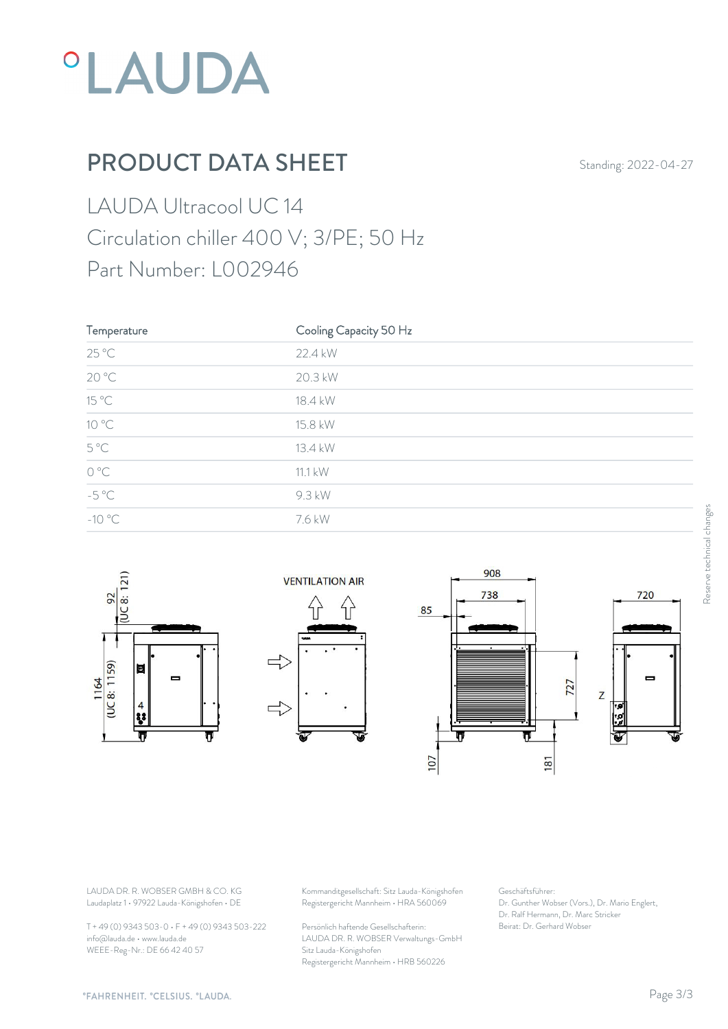# PRODUCT DATA SHEET

Standing: 2022-04-27

## LAUDA Ultracool UC 14

Circulation chiller 400 V; 3/PE; 50 Hz

Part Number: L002946

| Temperature | Cooling Capacity 50 Hz |
|---|---|
| 25 °C | 22.4 kW |
| 20 °C | 20.3 kW |
| 15 °C | 18.4 kW |
| 10 °C | 15.8 kW |
| 5 °C | 13.4 kW |
| 0 °C | 11.1 kW |
| -5 °C | 9.3 kW |
| -10 °C | 7.6 kW |

92 (UC 8: 121)

1164 (UC 8: 1159)

VENTILATION AIR

908

738

85

727

107

181

720

Z

LAUDA DR. R. WOBSER GMBH & CO. KG
Laudaplatz 1 • 97922 Lauda-Königshofen • DE

T + 49 (0) 9343 503-0 • F + 49 (0) 9343 503-222
info@lauda.de • www.lauda.de
WEEE-Reg-Nr.: DE 66 42 40 57

Kommanditgesellschaft: Sitz Lauda-Königshofen
Registergericht Mannheim • HRA 560069

Persönlich haftende Gesellschafterin:
LAUDA DR. R. WOBSER Verwaltungs-GmbH
Sitz Lauda-Königshofen
Registergericht Mannheim • HRB 560226

Geschäftsführer:
Dr. Gunther Wobser (Vors.), Dr. Mario Englert,
Dr. Ralf Hermann, Dr. Marc Stricker
Beirat: Dr. Gerhard Wobser

Reserve technical changes